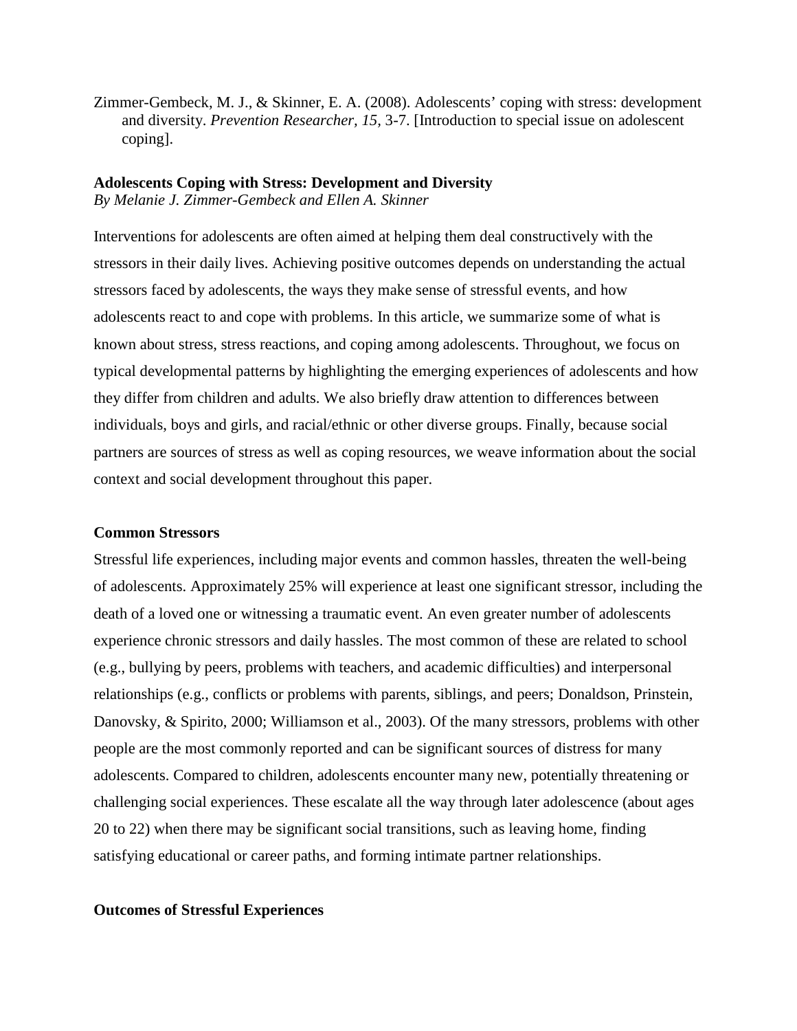Zimmer-Gembeck, M. J., & Skinner, E. A. (2008). Adolescents' coping with stress: development and diversity. *Prevention Researcher, 15,* 3-7. [Introduction to special issue on adolescent coping].

# Adolescents Coping with Stress: Development and Diversity

*By Melanie J. Zimmer-Gembeck and Ellen A. Skinner*

Interventions for adolescents are often aimed at helping them deal constructively with the stressors in their daily lives. Achieving positive outcomes depends on understanding the actual stressors faced by adolescents, the ways they make sense of stressful events, and how adolescents react to and cope with problems. In this article, we summarize some of what is known about stress, stress reactions, and coping among adolescents. Throughout, we focus on typical developmental patterns by highlighting the emerging experiences of adolescents and how they differ from children and adults. We also briefly draw attention to differences between individuals, boys and girls, and racial/ethnic or other diverse groups. Finally, because social partners are sources of stress as well as coping resources, we weave information about the social context and social development throughout this paper.

## Common Stressors

Stressful life experiences, including major events and common hassles, threaten the well-being of adolescents. Approximately 25% will experience at least one significant stressor, including the death of a loved one or witnessing a traumatic event. An even greater number of adolescents experience chronic stressors and daily hassles. The most common of these are related to school (e.g., bullying by peers, problems with teachers, and academic difficulties) and interpersonal relationships (e.g., conflicts or problems with parents, siblings, and peers; Donaldson, Prinstein, Danovsky, & Spirito, 2000; Williamson et al., 2003). Of the many stressors, problems with other people are the most commonly reported and can be significant sources of distress for many adolescents. Compared to children, adolescents encounter many new, potentially threatening or challenging social experiences. These escalate all the way through later adolescence (about ages 20 to 22) when there may be significant social transitions, such as leaving home, finding satisfying educational or career paths, and forming intimate partner relationships.

## Outcomes of Stressful Experiences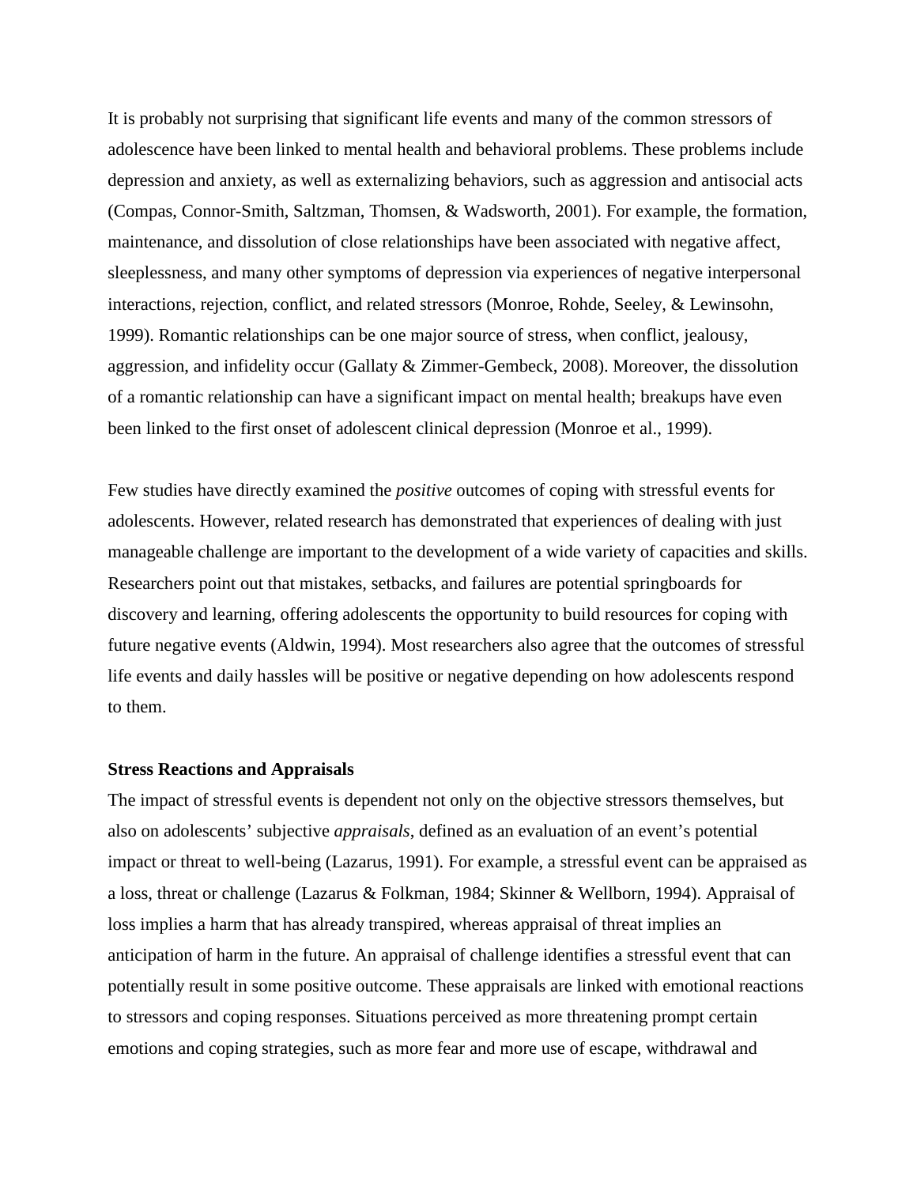It is probably not surprising that significant life events and many of the common stressors of adolescence have been linked to mental health and behavioral problems. These problems include depression and anxiety, as well as externalizing behaviors, such as aggression and antisocial acts (Compas, Connor-Smith, Saltzman, Thomsen, & Wadsworth, 2001). For example, the formation, maintenance, and dissolution of close relationships have been associated with negative affect, sleeplessness, and many other symptoms of depression via experiences of negative interpersonal interactions, rejection, conflict, and related stressors (Monroe, Rohde, Seeley, & Lewinsohn, 1999). Romantic relationships can be one major source of stress, when conflict, jealousy, aggression, and infidelity occur (Gallaty & Zimmer-Gembeck, 2008). Moreover, the dissolution of a romantic relationship can have a significant impact on mental health; breakups have even been linked to the first onset of adolescent clinical depression (Monroe et al., 1999).

Few studies have directly examined the *positive* outcomes of coping with stressful events for adolescents. However, related research has demonstrated that experiences of dealing with just manageable challenge are important to the development of a wide variety of capacities and skills. Researchers point out that mistakes, setbacks, and failures are potential springboards for discovery and learning, offering adolescents the opportunity to build resources for coping with future negative events (Aldwin, 1994). Most researchers also agree that the outcomes of stressful life events and daily hassles will be positive or negative depending on how adolescents respond to them.

**Stress Reactions and Appraisals**

The impact of stressful events is dependent not only on the objective stressors themselves, but also on adolescents' subjective *appraisals*, defined as an evaluation of an event's potential impact or threat to well-being (Lazarus, 1991). For example, a stressful event can be appraised as a loss, threat or challenge (Lazarus & Folkman, 1984; Skinner & Wellborn, 1994). Appraisal of loss implies a harm that has already transpired, whereas appraisal of threat implies an anticipation of harm in the future. An appraisal of challenge identifies a stressful event that can potentially result in some positive outcome. These appraisals are linked with emotional reactions to stressors and coping responses. Situations perceived as more threatening prompt certain emotions and coping strategies, such as more fear and more use of escape, withdrawal and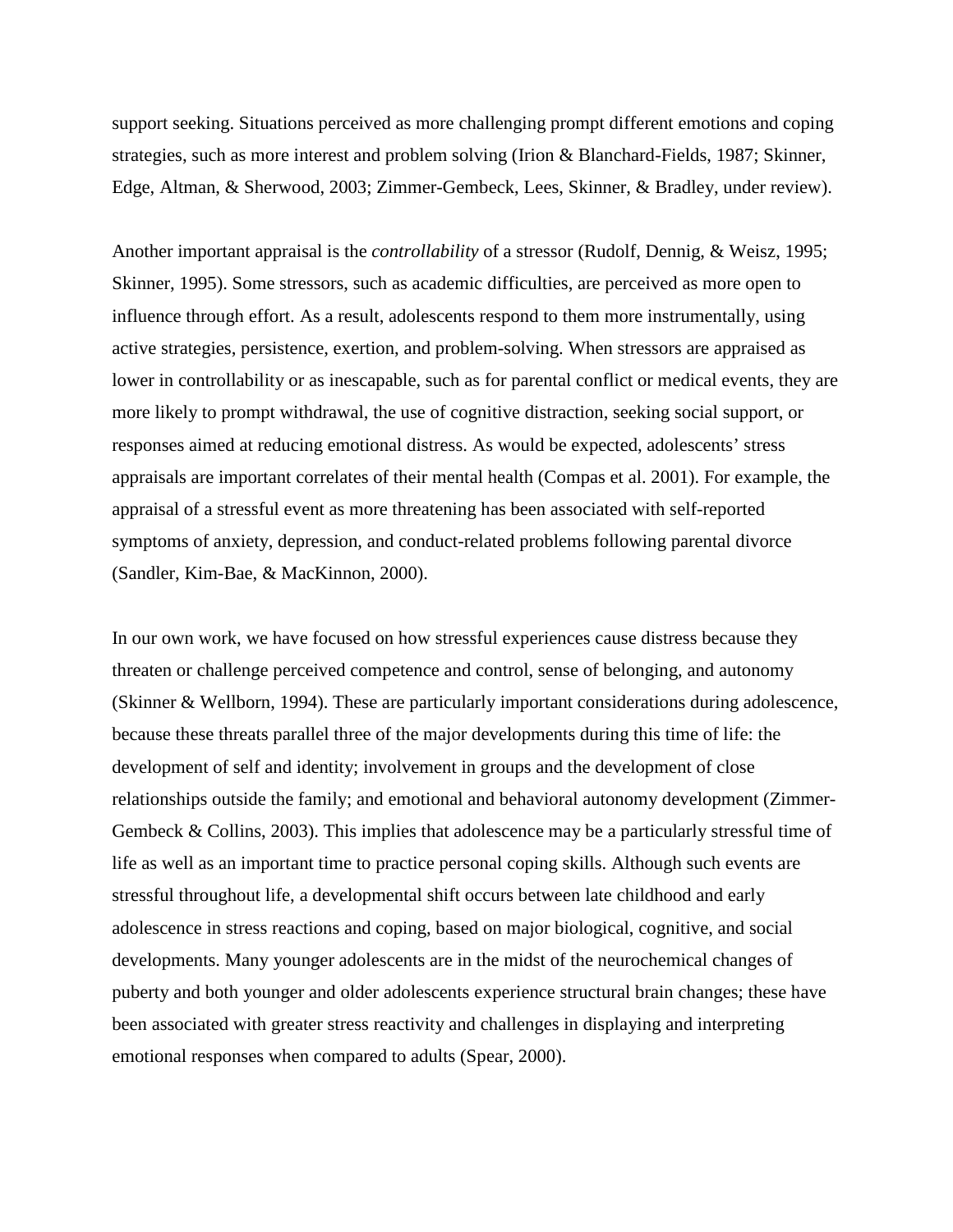support seeking. Situations perceived as more challenging prompt different emotions and coping strategies, such as more interest and problem solving (Irion & Blanchard-Fields, 1987; Skinner, Edge, Altman, & Sherwood, 2003; Zimmer-Gembeck, Lees, Skinner, & Bradley, under review).

Another important appraisal is the *controllability* of a stressor (Rudolf, Dennig, & Weisz, 1995; Skinner, 1995). Some stressors, such as academic difficulties, are perceived as more open to influence through effort. As a result, adolescents respond to them more instrumentally, using active strategies, persistence, exertion, and problem-solving. When stressors are appraised as lower in controllability or as inescapable, such as for parental conflict or medical events, they are more likely to prompt withdrawal, the use of cognitive distraction, seeking social support, or responses aimed at reducing emotional distress. As would be expected, adolescents' stress appraisals are important correlates of their mental health (Compas et al. 2001). For example, the appraisal of a stressful event as more threatening has been associated with self-reported symptoms of anxiety, depression, and conduct-related problems following parental divorce (Sandler, Kim-Bae, & MacKinnon, 2000).

In our own work, we have focused on how stressful experiences cause distress because they threaten or challenge perceived competence and control, sense of belonging, and autonomy (Skinner & Wellborn, 1994). These are particularly important considerations during adolescence, because these threats parallel three of the major developments during this time of life: the development of self and identity; involvement in groups and the development of close relationships outside the family; and emotional and behavioral autonomy development (Zimmer-Gembeck & Collins, 2003). This implies that adolescence may be a particularly stressful time of life as well as an important time to practice personal coping skills. Although such events are stressful throughout life, a developmental shift occurs between late childhood and early adolescence in stress reactions and coping, based on major biological, cognitive, and social developments. Many younger adolescents are in the midst of the neurochemical changes of puberty and both younger and older adolescents experience structural brain changes; these have been associated with greater stress reactivity and challenges in displaying and interpreting emotional responses when compared to adults (Spear, 2000).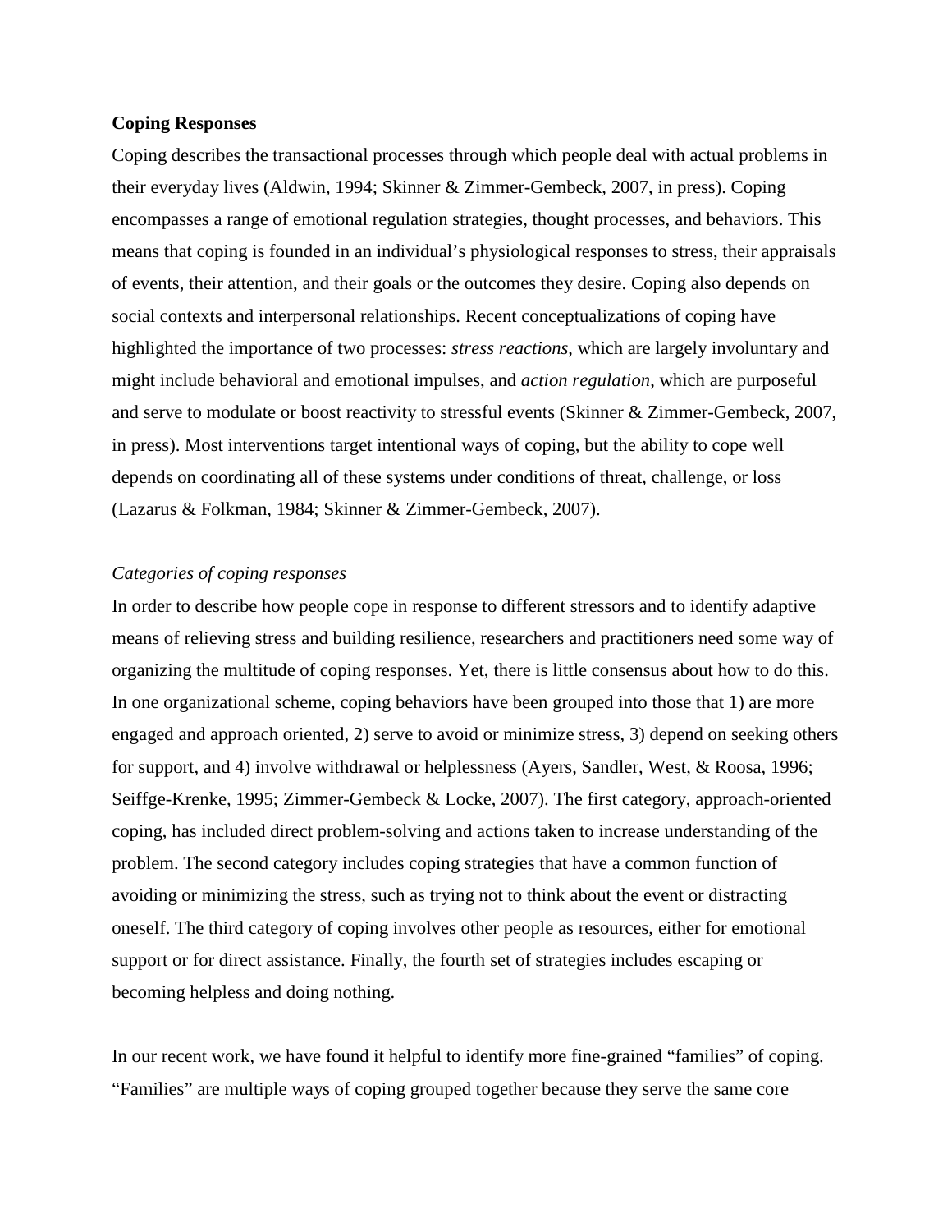**Coping Responses**

Coping describes the transactional processes through which people deal with actual problems in their everyday lives (Aldwin, 1994; Skinner & Zimmer-Gembeck, 2007, in press). Coping encompasses a range of emotional regulation strategies, thought processes, and behaviors. This means that coping is founded in an individual's physiological responses to stress, their appraisals of events, their attention, and their goals or the outcomes they desire. Coping also depends on social contexts and interpersonal relationships. Recent conceptualizations of coping have highlighted the importance of two processes: *stress reactions*, which are largely involuntary and might include behavioral and emotional impulses, and *action regulation*, which are purposeful and serve to modulate or boost reactivity to stressful events (Skinner & Zimmer-Gembeck, 2007, in press). Most interventions target intentional ways of coping, but the ability to cope well depends on coordinating all of these systems under conditions of threat, challenge, or loss (Lazarus & Folkman, 1984; Skinner & Zimmer-Gembeck, 2007).

*Categories of coping responses*

In order to describe how people cope in response to different stressors and to identify adaptive means of relieving stress and building resilience, researchers and practitioners need some way of organizing the multitude of coping responses. Yet, there is little consensus about how to do this. In one organizational scheme, coping behaviors have been grouped into those that 1) are more engaged and approach oriented, 2) serve to avoid or minimize stress, 3) depend on seeking others for support, and 4) involve withdrawal or helplessness (Ayers, Sandler, West, & Roosa, 1996; Seiffge-Krenke, 1995; Zimmer-Gembeck & Locke, 2007). The first category, approach-oriented coping, has included direct problem-solving and actions taken to increase understanding of the problem. The second category includes coping strategies that have a common function of avoiding or minimizing the stress, such as trying not to think about the event or distracting oneself. The third category of coping involves other people as resources, either for emotional support or for direct assistance. Finally, the fourth set of strategies includes escaping or becoming helpless and doing nothing.

In our recent work, we have found it helpful to identify more fine-grained "families" of coping. "Families" are multiple ways of coping grouped together because they serve the same core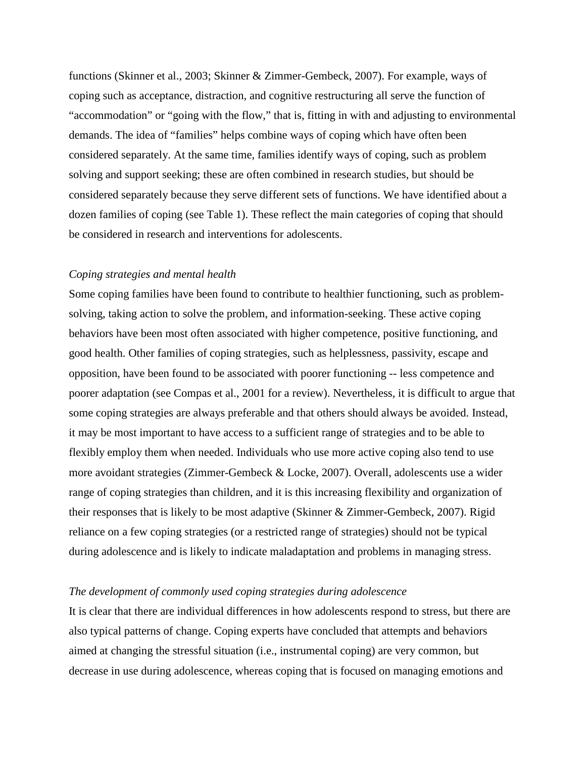functions (Skinner et al., 2003; Skinner & Zimmer-Gembeck, 2007). For example, ways of coping such as acceptance, distraction, and cognitive restructuring all serve the function of "accommodation" or "going with the flow," that is, fitting in with and adjusting to environmental demands. The idea of "families" helps combine ways of coping which have often been considered separately. At the same time, families identify ways of coping, such as problem solving and support seeking; these are often combined in research studies, but should be considered separately because they serve different sets of functions. We have identified about a dozen families of coping (see Table 1). These reflect the main categories of coping that should be considered in research and interventions for adolescents.

*Coping strategies and mental health*

Some coping families have been found to contribute to healthier functioning, such as problem-solving, taking action to solve the problem, and information-seeking. These active coping behaviors have been most often associated with higher competence, positive functioning, and good health. Other families of coping strategies, such as helplessness, passivity, escape and opposition, have been found to be associated with poorer functioning -- less competence and poorer adaptation (see Compas et al., 2001 for a review). Nevertheless, it is difficult to argue that some coping strategies are always preferable and that others should always be avoided. Instead, it may be most important to have access to a sufficient range of strategies and to be able to flexibly employ them when needed. Individuals who use more active coping also tend to use more avoidant strategies (Zimmer-Gembeck & Locke, 2007). Overall, adolescents use a wider range of coping strategies than children, and it is this increasing flexibility and organization of their responses that is likely to be most adaptive (Skinner & Zimmer-Gembeck, 2007). Rigid reliance on a few coping strategies (or a restricted range of strategies) should not be typical during adolescence and is likely to indicate maladaptation and problems in managing stress.

*The development of commonly used coping strategies during adolescence*

It is clear that there are individual differences in how adolescents respond to stress, but there are also typical patterns of change. Coping experts have concluded that attempts and behaviors aimed at changing the stressful situation (i.e., instrumental coping) are very common, but decrease in use during adolescence, whereas coping that is focused on managing emotions and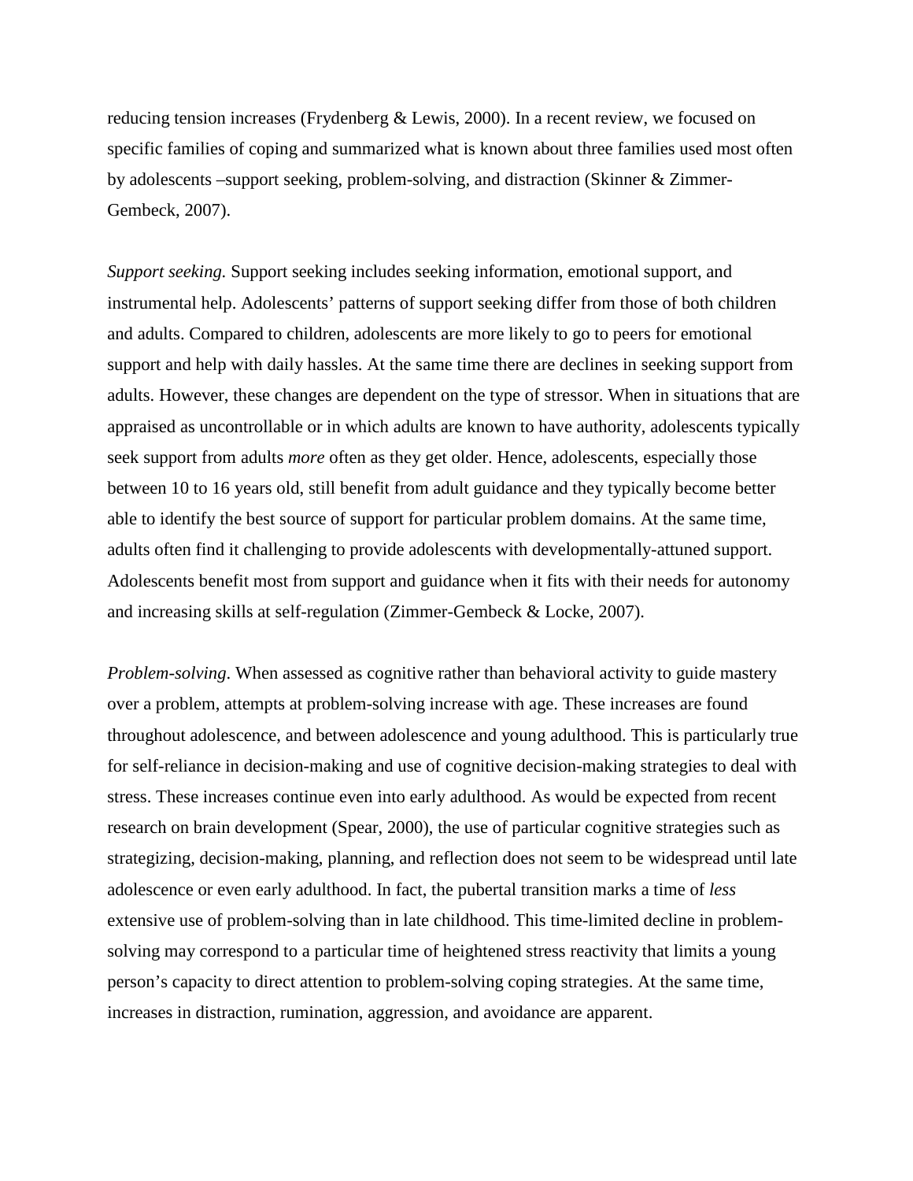reducing tension increases (Frydenberg & Lewis, 2000). In a recent review, we focused on specific families of coping and summarized what is known about three families used most often by adolescents –support seeking, problem-solving, and distraction (Skinner & Zimmer-Gembeck, 2007).

*Support seeking.* Support seeking includes seeking information, emotional support, and instrumental help. Adolescents' patterns of support seeking differ from those of both children and adults. Compared to children, adolescents are more likely to go to peers for emotional support and help with daily hassles. At the same time there are declines in seeking support from adults. However, these changes are dependent on the type of stressor. When in situations that are appraised as uncontrollable or in which adults are known to have authority, adolescents typically seek support from adults *more* often as they get older. Hence, adolescents, especially those between 10 to 16 years old, still benefit from adult guidance and they typically become better able to identify the best source of support for particular problem domains. At the same time, adults often find it challenging to provide adolescents with developmentally-attuned support. Adolescents benefit most from support and guidance when it fits with their needs for autonomy and increasing skills at self-regulation (Zimmer-Gembeck & Locke, 2007).

*Problem-solving*. When assessed as cognitive rather than behavioral activity to guide mastery over a problem, attempts at problem-solving increase with age. These increases are found throughout adolescence, and between adolescence and young adulthood. This is particularly true for self-reliance in decision-making and use of cognitive decision-making strategies to deal with stress. These increases continue even into early adulthood. As would be expected from recent research on brain development (Spear, 2000), the use of particular cognitive strategies such as strategizing, decision-making, planning, and reflection does not seem to be widespread until late adolescence or even early adulthood. In fact, the pubertal transition marks a time of *less* extensive use of problem-solving than in late childhood. This time-limited decline in problem-solving may correspond to a particular time of heightened stress reactivity that limits a young person's capacity to direct attention to problem-solving coping strategies. At the same time, increases in distraction, rumination, aggression, and avoidance are apparent.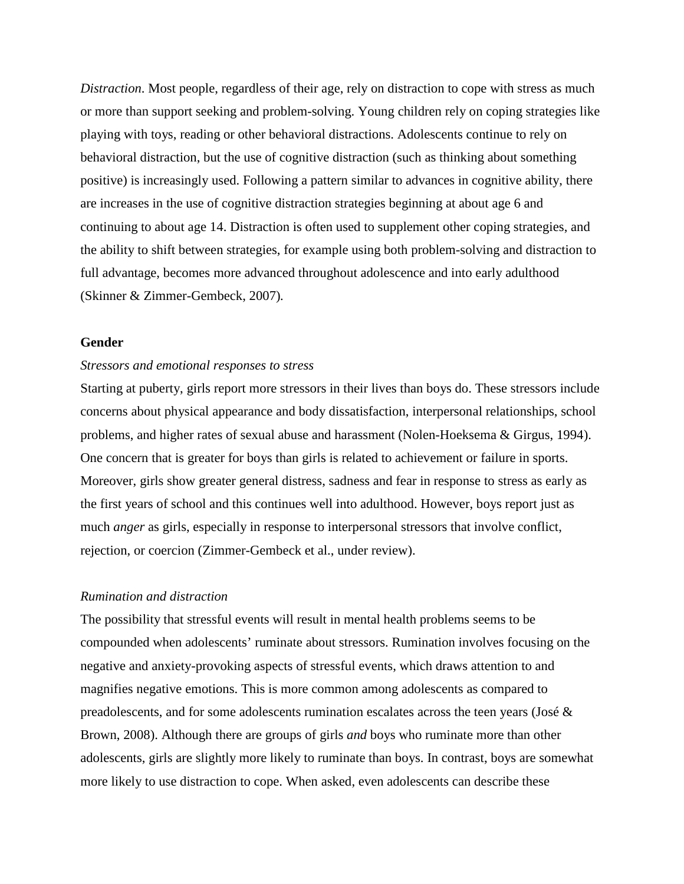*Distraction*. Most people, regardless of their age, rely on distraction to cope with stress as much or more than support seeking and problem-solving. Young children rely on coping strategies like playing with toys, reading or other behavioral distractions. Adolescents continue to rely on behavioral distraction, but the use of cognitive distraction (such as thinking about something positive) is increasingly used. Following a pattern similar to advances in cognitive ability, there are increases in the use of cognitive distraction strategies beginning at about age 6 and continuing to about age 14. Distraction is often used to supplement other coping strategies, and the ability to shift between strategies, for example using both problem-solving and distraction to full advantage, becomes more advanced throughout adolescence and into early adulthood (Skinner & Zimmer-Gembeck, 2007).

**Gender**

*Stressors and emotional responses to stress*

Starting at puberty, girls report more stressors in their lives than boys do. These stressors include concerns about physical appearance and body dissatisfaction, interpersonal relationships, school problems, and higher rates of sexual abuse and harassment (Nolen-Hoeksema & Girgus, 1994). One concern that is greater for boys than girls is related to achievement or failure in sports. Moreover, girls show greater general distress, sadness and fear in response to stress as early as the first years of school and this continues well into adulthood. However, boys report just as much *anger* as girls, especially in response to interpersonal stressors that involve conflict, rejection, or coercion (Zimmer-Gembeck et al., under review).

*Rumination and distraction*

The possibility that stressful events will result in mental health problems seems to be compounded when adolescents' ruminate about stressors. Rumination involves focusing on the negative and anxiety-provoking aspects of stressful events, which draws attention to and magnifies negative emotions. This is more common among adolescents as compared to preadolescents, and for some adolescents rumination escalates across the teen years (José & Brown, 2008). Although there are groups of girls *and* boys who ruminate more than other adolescents, girls are slightly more likely to ruminate than boys. In contrast, boys are somewhat more likely to use distraction to cope. When asked, even adolescents can describe these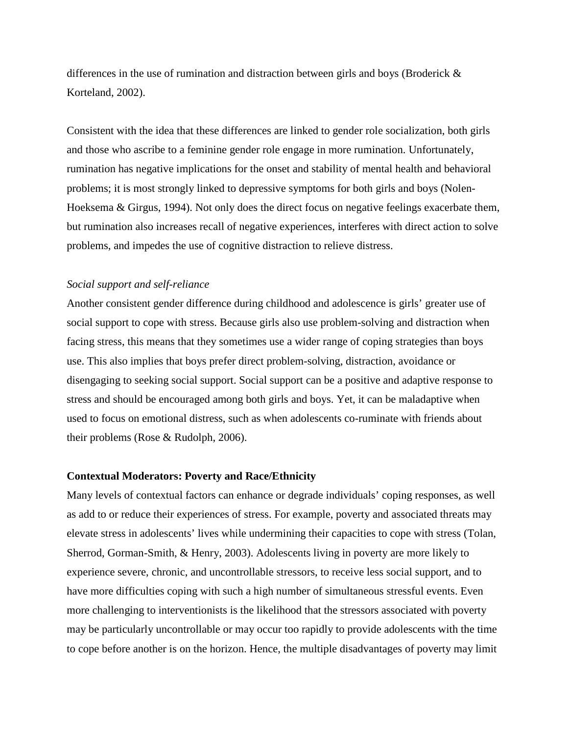differences in the use of rumination and distraction between girls and boys (Broderick & Korteland, 2002).

Consistent with the idea that these differences are linked to gender role socialization, both girls and those who ascribe to a feminine gender role engage in more rumination. Unfortunately, rumination has negative implications for the onset and stability of mental health and behavioral problems; it is most strongly linked to depressive symptoms for both girls and boys (Nolen-Hoeksema & Girgus, 1994). Not only does the direct focus on negative feelings exacerbate them, but rumination also increases recall of negative experiences, interferes with direct action to solve problems, and impedes the use of cognitive distraction to relieve distress.

*Social support and self-reliance*

Another consistent gender difference during childhood and adolescence is girls' greater use of social support to cope with stress. Because girls also use problem-solving and distraction when facing stress, this means that they sometimes use a wider range of coping strategies than boys use. This also implies that boys prefer direct problem-solving, distraction, avoidance or disengaging to seeking social support. Social support can be a positive and adaptive response to stress and should be encouraged among both girls and boys. Yet, it can be maladaptive when used to focus on emotional distress, such as when adolescents co-ruminate with friends about their problems (Rose & Rudolph, 2006).

**Contextual Moderators: Poverty and Race/Ethnicity**

Many levels of contextual factors can enhance or degrade individuals' coping responses, as well as add to or reduce their experiences of stress. For example, poverty and associated threats may elevate stress in adolescents' lives while undermining their capacities to cope with stress (Tolan, Sherrod, Gorman-Smith, & Henry, 2003). Adolescents living in poverty are more likely to experience severe, chronic, and uncontrollable stressors, to receive less social support, and to have more difficulties coping with such a high number of simultaneous stressful events. Even more challenging to interventionists is the likelihood that the stressors associated with poverty may be particularly uncontrollable or may occur too rapidly to provide adolescents with the time to cope before another is on the horizon. Hence, the multiple disadvantages of poverty may limit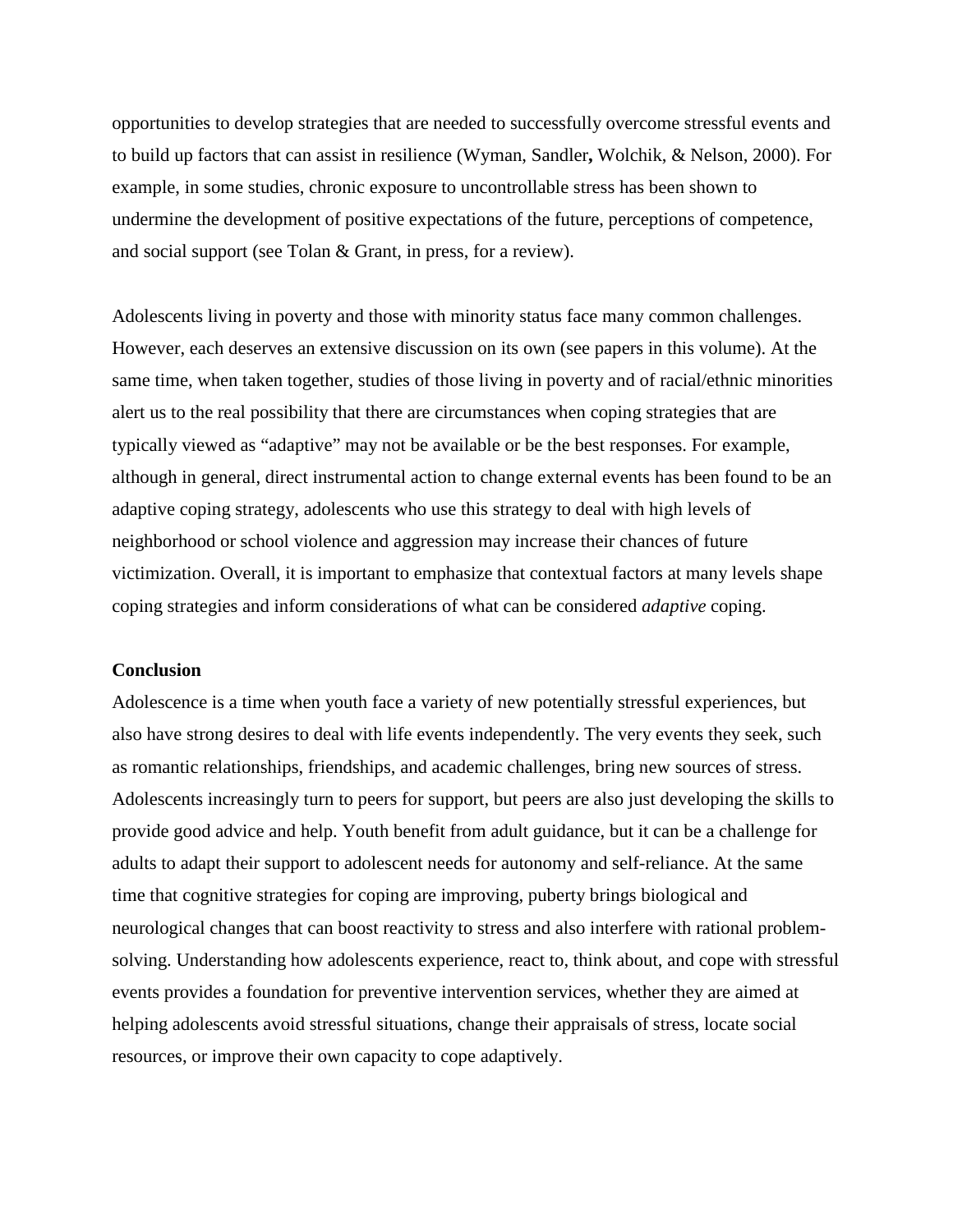opportunities to develop strategies that are needed to successfully overcome stressful events and to build up factors that can assist in resilience (Wyman, Sandler**,** Wolchik, & Nelson, 2000). For example, in some studies, chronic exposure to uncontrollable stress has been shown to undermine the development of positive expectations of the future, perceptions of competence, and social support (see Tolan & Grant, in press, for a review).

Adolescents living in poverty and those with minority status face many common challenges. However, each deserves an extensive discussion on its own (see papers in this volume). At the same time, when taken together, studies of those living in poverty and of racial/ethnic minorities alert us to the real possibility that there are circumstances when coping strategies that are typically viewed as "adaptive" may not be available or be the best responses. For example, although in general, direct instrumental action to change external events has been found to be an adaptive coping strategy, adolescents who use this strategy to deal with high levels of neighborhood or school violence and aggression may increase their chances of future victimization. Overall, it is important to emphasize that contextual factors at many levels shape coping strategies and inform considerations of what can be considered *adaptive* coping.

**Conclusion**

Adolescence is a time when youth face a variety of new potentially stressful experiences, but also have strong desires to deal with life events independently. The very events they seek, such as romantic relationships, friendships, and academic challenges, bring new sources of stress. Adolescents increasingly turn to peers for support, but peers are also just developing the skills to provide good advice and help. Youth benefit from adult guidance, but it can be a challenge for adults to adapt their support to adolescent needs for autonomy and self-reliance. At the same time that cognitive strategies for coping are improving, puberty brings biological and neurological changes that can boost reactivity to stress and also interfere with rational problem-solving. Understanding how adolescents experience, react to, think about, and cope with stressful events provides a foundation for preventive intervention services, whether they are aimed at helping adolescents avoid stressful situations, change their appraisals of stress, locate social resources, or improve their own capacity to cope adaptively.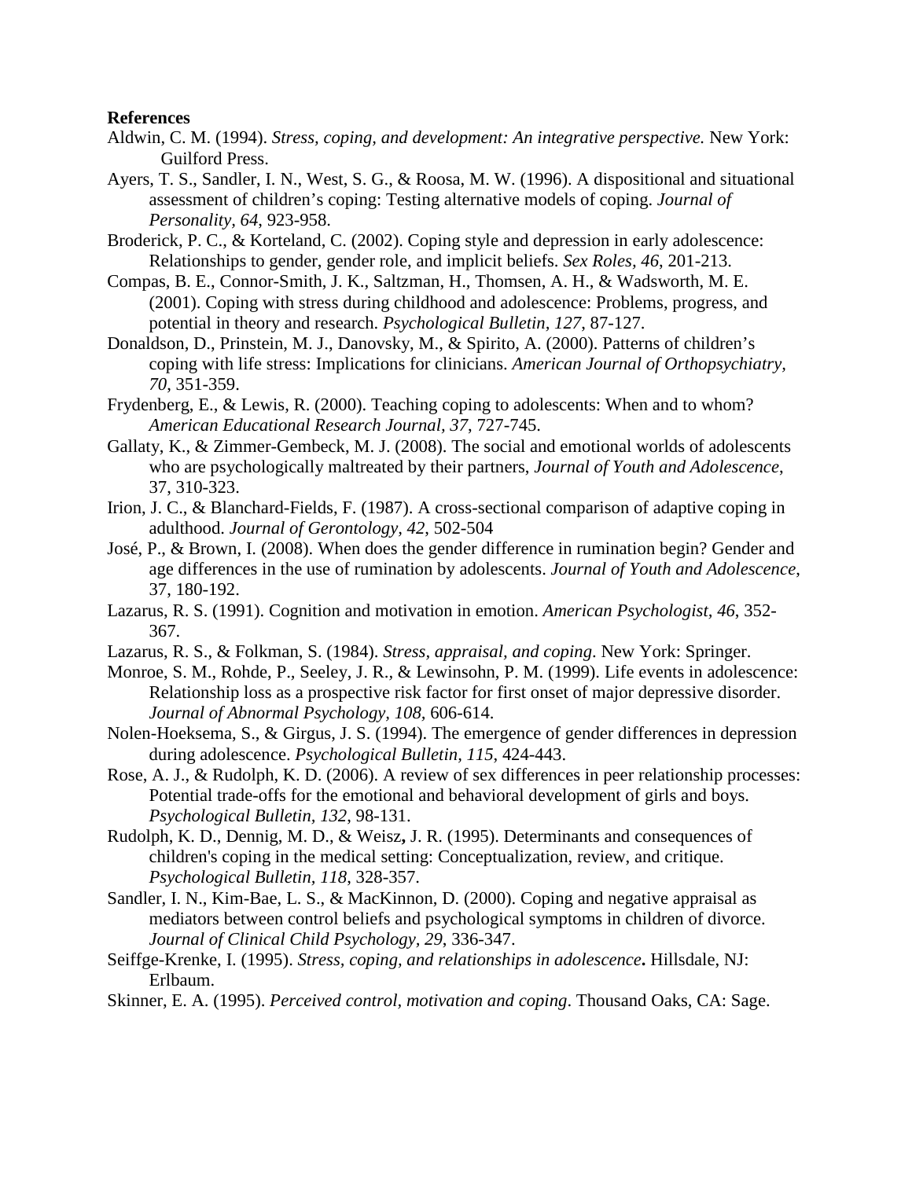**References**

Aldwin, C. M. (1994). *Stress, coping, and development: An integrative perspective.* New York: Guilford Press.

Ayers, T. S., Sandler, I. N., West, S. G., & Roosa, M. W. (1996). A dispositional and situational assessment of children's coping: Testing alternative models of coping. *Journal of Personality, 64*, 923-958.

Broderick, P. C., & Korteland, C. (2002). Coping style and depression in early adolescence: Relationships to gender, gender role, and implicit beliefs. *Sex Roles, 46*, 201-213.

Compas, B. E., Connor-Smith, J. K., Saltzman, H., Thomsen, A. H., & Wadsworth, M. E. (2001). Coping with stress during childhood and adolescence: Problems, progress, and potential in theory and research. *Psychological Bulletin, 127*, 87-127.

Donaldson, D., Prinstein, M. J., Danovsky, M., & Spirito, A. (2000). Patterns of children's coping with life stress: Implications for clinicians. *American Journal of Orthopsychiatry, 70*, 351-359.

Frydenberg, E., & Lewis, R. (2000). Teaching coping to adolescents: When and to whom? *American Educational Research Journal, 37*, 727-745.

Gallaty, K., & Zimmer-Gembeck, M. J. (2008). The social and emotional worlds of adolescents who are psychologically maltreated by their partners, *Journal of Youth and Adolescence*, 37, 310-323.

Irion, J. C., & Blanchard-Fields, F. (1987). A cross-sectional comparison of adaptive coping in adulthood. *Journal of Gerontology, 42*, 502-504

José, P., & Brown, I. (2008). When does the gender difference in rumination begin? Gender and age differences in the use of rumination by adolescents. *Journal of Youth and Adolescence*, 37, 180-192.

Lazarus, R. S. (1991). Cognition and motivation in emotion. *American Psychologist, 46*, 352-367.

Lazarus, R. S., & Folkman, S. (1984). *Stress, appraisal, and coping*. New York: Springer.

Monroe, S. M., Rohde, P., Seeley, J. R., & Lewinsohn, P. M. (1999). Life events in adolescence: Relationship loss as a prospective risk factor for first onset of major depressive disorder. *Journal of Abnormal Psychology, 108*, 606-614.

Nolen-Hoeksema, S., & Girgus, J. S. (1994). The emergence of gender differences in depression during adolescence. *Psychological Bulletin, 115*, 424-443.

Rose, A. J., & Rudolph, K. D. (2006). A review of sex differences in peer relationship processes: Potential trade-offs for the emotional and behavioral development of girls and boys. *Psychological Bulletin, 132*, 98-131.

Rudolph, K. D., Dennig, M. D., & Weisz**,** J. R. (1995). Determinants and consequences of children's coping in the medical setting: Conceptualization, review, and critique. *Psychological Bulletin, 118*, 328-357.

Sandler, I. N., Kim-Bae, L. S., & MacKinnon, D. (2000). Coping and negative appraisal as mediators between control beliefs and psychological symptoms in children of divorce. *Journal of Clinical Child Psychology, 29*, 336-347.

Seiffge-Krenke, I. (1995). *Stress, coping, and relationships in adolescence***.** Hillsdale, NJ: Erlbaum.

Skinner, E. A. (1995). *Perceived control, motivation and coping*. Thousand Oaks, CA: Sage.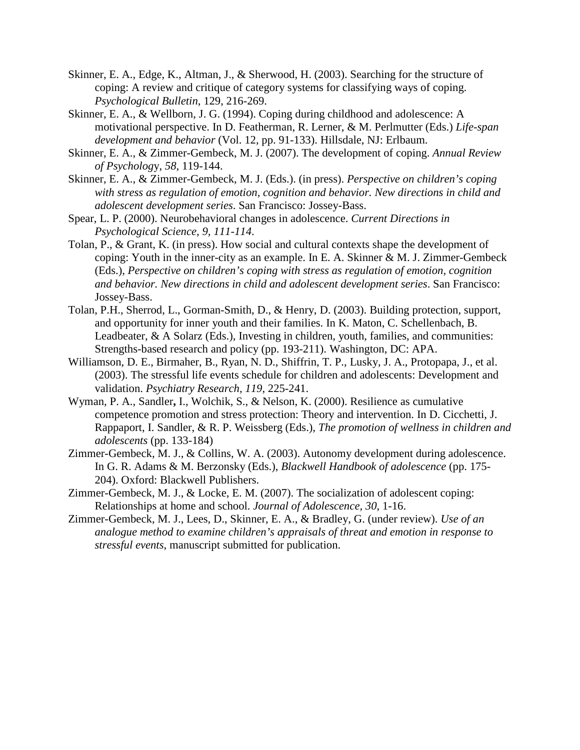Skinner, E. A., Edge, K., Altman, J., & Sherwood, H. (2003). Searching for the structure of coping: A review and critique of category systems for classifying ways of coping. *Psychological Bulletin*, 129, 216-269.

Skinner, E. A., & Wellborn, J. G. (1994). Coping during childhood and adolescence: A motivational perspective. In D. Featherman, R. Lerner, & M. Perlmutter (Eds.) *Life-span development and behavior* (Vol. 12, pp. 91-133). Hillsdale, NJ: Erlbaum.

Skinner, E. A., & Zimmer-Gembeck, M. J. (2007). The development of coping. *Annual Review of Psychology*, *58*, 119-144.

Skinner, E. A., & Zimmer-Gembeck, M. J. (Eds.). (in press). *Perspective on children's coping with stress as regulation of emotion, cognition and behavior. New directions in child and adolescent development series*. San Francisco: Jossey-Bass.

Spear, L. P. (2000). Neurobehavioral changes in adolescence. *Current Directions in Psychological Science, 9, 111-114*.

Tolan, P., & Grant, K. (in press). How social and cultural contexts shape the development of coping: Youth in the inner-city as an example. In E. A. Skinner & M. J. Zimmer-Gembeck (Eds.), *Perspective on children's coping with stress as regulation of emotion, cognition and behavior. New directions in child and adolescent development series*. San Francisco: Jossey-Bass.

Tolan, P.H., Sherrod, L., Gorman-Smith, D., & Henry, D. (2003). Building protection, support, and opportunity for inner youth and their families. In K. Maton, C. Schellenbach, B. Leadbeater, & A Solarz (Eds.), Investing in children, youth, families, and communities: Strengths-based research and policy (pp. 193-211). Washington, DC: APA.

Williamson, D. E., Birmaher, B., Ryan, N. D., Shiffrin, T. P., Lusky, J. A., Protopapa, J., et al. (2003). The stressful life events schedule for children and adolescents: Development and validation. *Psychiatry Research*, *119*, 225-241.

Wyman, P. A., Sandler**,** I., Wolchik, S., & Nelson, K. (2000). Resilience as cumulative competence promotion and stress protection: Theory and intervention. In D. Cicchetti, J. Rappaport, I. Sandler, & R. P. Weissberg (Eds.), *The promotion of wellness in children and adolescents* (pp. 133-184)

Zimmer-Gembeck, M. J., & Collins, W. A. (2003). Autonomy development during adolescence. In G. R. Adams & M. Berzonsky (Eds.), *Blackwell Handbook of adolescence* (pp. 175-204). Oxford: Blackwell Publishers.

Zimmer-Gembeck, M. J., & Locke, E. M. (2007). The socialization of adolescent coping: Relationships at home and school. *Journal of Adolescence*, *30*, 1-16.

Zimmer-Gembeck, M. J., Lees, D., Skinner, E. A., & Bradley, G. (under review). *Use of an analogue method to examine children's appraisals of threat and emotion in response to stressful events*, manuscript submitted for publication.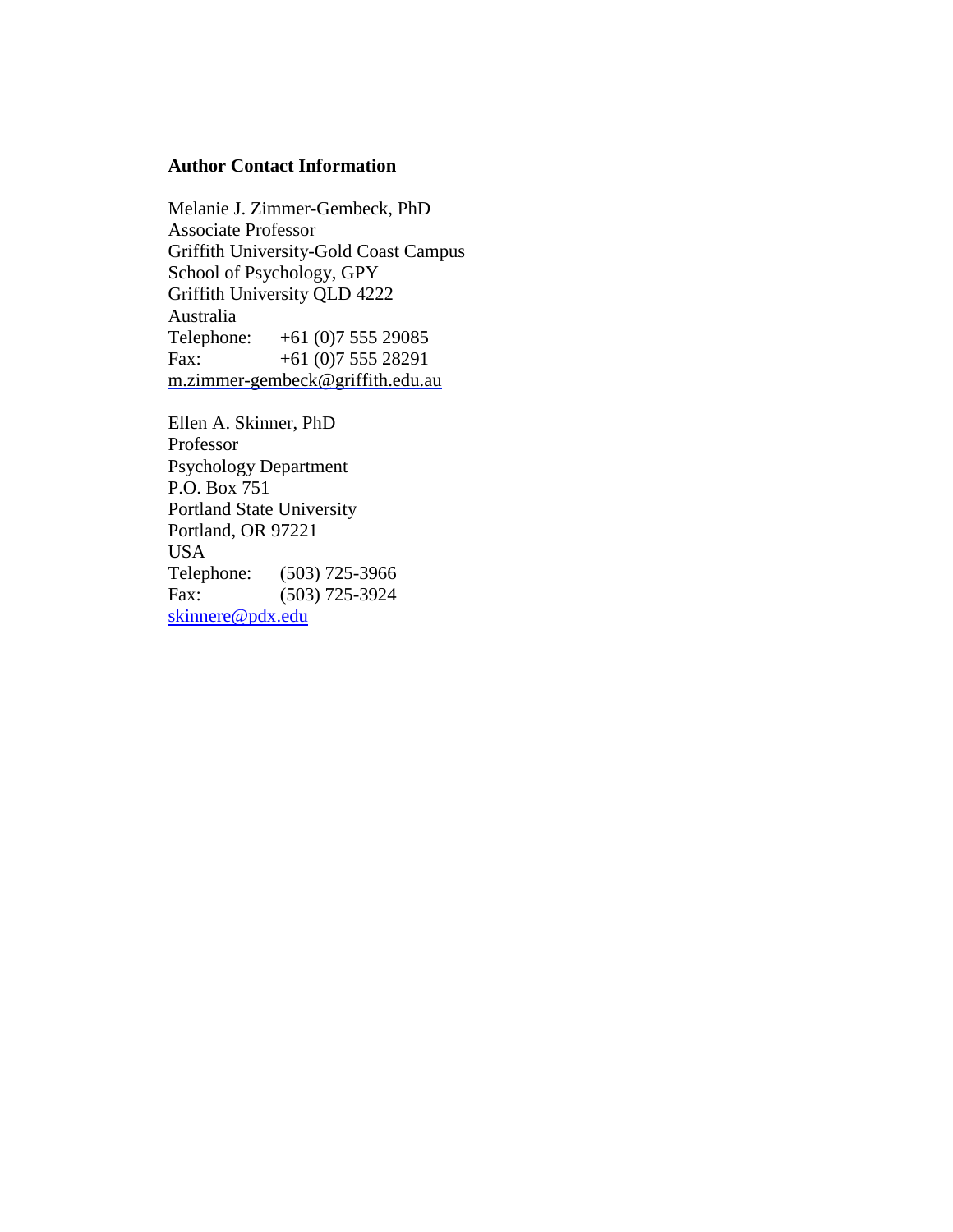**Author Contact Information**

Melanie J. Zimmer-Gembeck, PhD
Associate Professor
Griffith University-Gold Coast Campus
School of Psychology, GPY
Griffith University QLD 4222
Australia
Telephone: +61 (0)7 555 29085
Fax: +61 (0)7 555 28291
m.zimmer-gembeck@griffith.edu.au

Ellen A. Skinner, PhD
Professor
Psychology Department
P.O. Box 751
Portland State University
Portland, OR 97221
USA
Telephone: (503) 725-3966
Fax: (503) 725-3924
skinnere@pdx.edu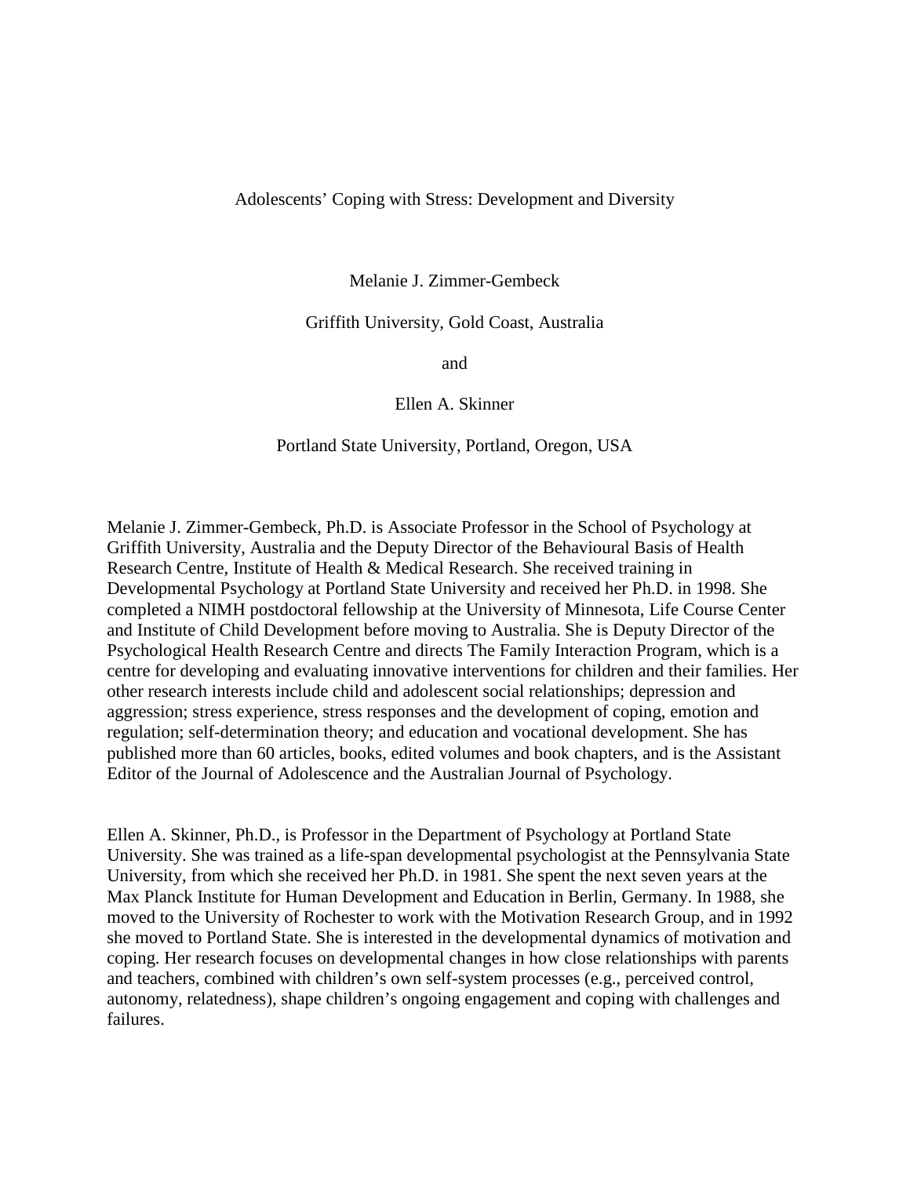Adolescents' Coping with Stress: Development and Diversity

Melanie J. Zimmer-Gembeck

Griffith University, Gold Coast, Australia

and

Ellen A. Skinner

Portland State University, Portland, Oregon, USA

Melanie J. Zimmer-Gembeck, Ph.D. is Associate Professor in the School of Psychology at Griffith University, Australia and the Deputy Director of the Behavioural Basis of Health Research Centre, Institute of Health & Medical Research. She received training in Developmental Psychology at Portland State University and received her Ph.D. in 1998. She completed a NIMH postdoctoral fellowship at the University of Minnesota, Life Course Center and Institute of Child Development before moving to Australia. She is Deputy Director of the Psychological Health Research Centre and directs The Family Interaction Program, which is a centre for developing and evaluating innovative interventions for children and their families. Her other research interests include child and adolescent social relationships; depression and aggression; stress experience, stress responses and the development of coping, emotion and regulation; self-determination theory; and education and vocational development. She has published more than 60 articles, books, edited volumes and book chapters, and is the Assistant Editor of the Journal of Adolescence and the Australian Journal of Psychology.

Ellen A. Skinner, Ph.D., is Professor in the Department of Psychology at Portland State University. She was trained as a life-span developmental psychologist at the Pennsylvania State University, from which she received her Ph.D. in 1981. She spent the next seven years at the Max Planck Institute for Human Development and Education in Berlin, Germany. In 1988, she moved to the University of Rochester to work with the Motivation Research Group, and in 1992 she moved to Portland State. She is interested in the developmental dynamics of motivation and coping. Her research focuses on developmental changes in how close relationships with parents and teachers, combined with children's own self-system processes (e.g., perceived control, autonomy, relatedness), shape children's ongoing engagement and coping with challenges and failures.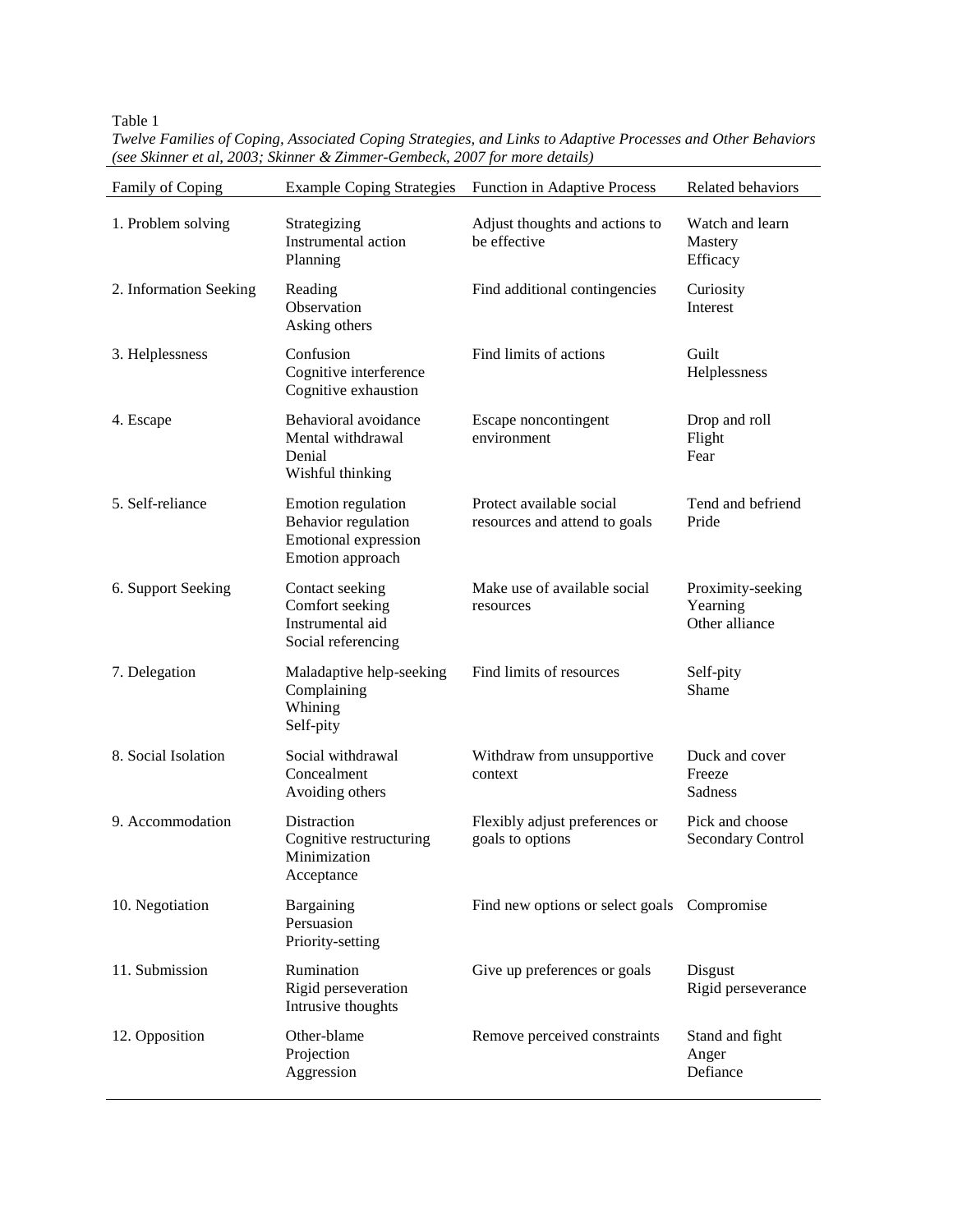Table 1

*Twelve Families of Coping, Associated Coping Strategies, and Links to Adaptive Processes and Other Behaviors (see Skinner et al, 2003; Skinner & Zimmer-Gembeck, 2007 for more details)*

| Family of Coping | Example Coping Strategies | Function in Adaptive Process | Related behaviors |
| --- | --- | --- | --- |
| 1. Problem solving | Strategizing<br>Instrumental action<br>Planning | Adjust thoughts and actions to be effective | Watch and learn<br>Mastery<br>Efficacy |
| 2. Information Seeking | Reading<br>Observation<br>Asking others | Find additional contingencies | Curiosity<br>Interest |
| 3. Helplessness | Confusion<br>Cognitive interference<br>Cognitive exhaustion | Find limits of actions | Guilt<br>Helplessness |
| 4. Escape | Behavioral avoidance<br>Mental withdrawal<br>Denial<br>Wishful thinking | Escape noncontingent environment | Drop and roll<br>Flight<br>Fear |
| 5. Self-reliance | Emotion regulation<br>Behavior regulation<br>Emotional expression<br>Emotion approach | Protect available social resources and attend to goals | Tend and befriend<br>Pride |
| 6. Support Seeking | Contact seeking<br>Comfort seeking<br>Instrumental aid<br>Social referencing | Make use of available social resources | Proximity-seeking<br>Yearning<br>Other alliance |
| 7. Delegation | Maladaptive help-seeking<br>Complaining<br>Whining<br>Self-pity | Find limits of resources | Self-pity<br>Shame |
| 8. Social Isolation | Social withdrawal<br>Concealment<br>Avoiding others | Withdraw from unsupportive context | Duck and cover<br>Freeze<br>Sadness |
| 9. Accommodation | Distraction<br>Cognitive restructuring<br>Minimization<br>Acceptance | Flexibly adjust preferences or goals to options | Pick and choose<br>Secondary Control |
| 10. Negotiation | Bargaining<br>Persuasion<br>Priority-setting | Find new options or select goals | Compromise |
| 11. Submission | Rumination<br>Rigid perseveration<br>Intrusive thoughts | Give up preferences or goals | Disgust<br>Rigid perseverance |
| 12. Opposition | Other-blame<br>Projection<br>Aggression | Remove perceived constraints | Stand and fight<br>Anger<br>Defiance |